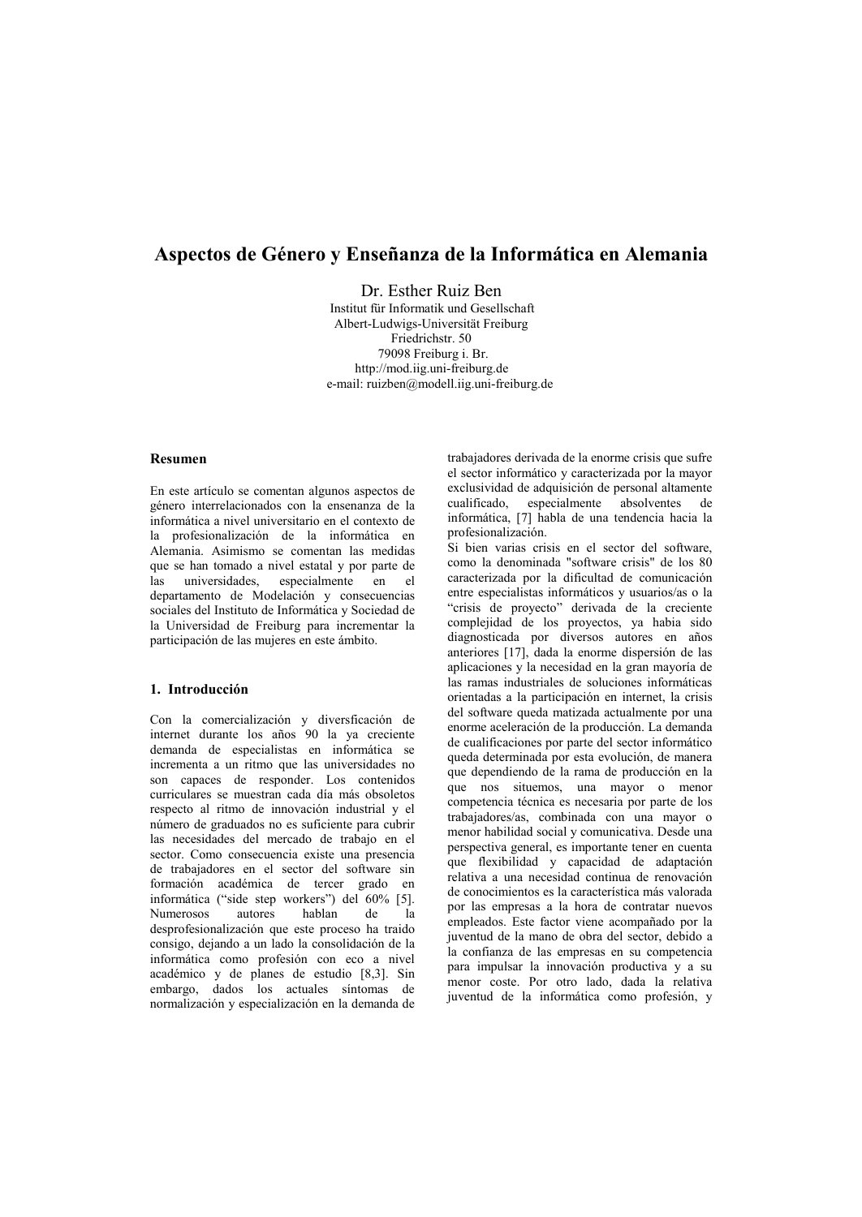# Aspectos de Género y Enseñanza de la Informática en Alemania

Dr. Esther Ruiz Ben
Institut für Informatik und Gesellschaft
Albert-Ludwigs-Universität Freiburg
Friedrichstr. 50
79098 Freiburg i. Br.
http://mod.iig.uni-freiburg.de
e-mail: ruizben@modell.iig.uni-freiburg.de

## Resumen

En este artículo se comentan algunos aspectos de género interrelacionados con la ensenanza de la informática a nivel universitario en el contexto de la profesionalización de la informática en Alemania. Asimismo se comentan las medidas que se han tomado a nivel estatal y por parte de las universidades, especialmente en el departamento de Modelación y consecuencias sociales del Instituto de Informática y Sociedad de la Universidad de Freiburg para incrementar la participación de las mujeres en este ámbito.

## 1. Introducción

Con la comercialización y diversficación de internet durante los años 90 la ya creciente demanda de especialistas en informática se incrementa a un ritmo que las universidades no son capaces de responder. Los contenidos curriculares se muestran cada día más obsoletos respecto al ritmo de innovación industrial y el número de graduados no es suficiente para cubrir las necesidades del mercado de trabajo en el sector. Como consecuencia existe una presencia de trabajadores en el sector del software sin formación académica de tercer grado en informática ("side step workers") del 60% [5]. Numerosos autores hablan de la desprofesionalización que este proceso ha traido consigo, dejando a un lado la consolidación de la informática como profesión con eco a nivel académico y de planes de estudio [8,3]. Sin embargo, dados los actuales síntomas de normalización y especialización en la demanda de trabajadores derivada de la enorme crisis que sufre el sector informático y caracterizada por la mayor exclusividad de adquisición de personal altamente cualificado, especialmente absolventes de informática, [7] habla de una tendencia hacia la profesionalización.

Si bien varias crisis en el sector del software, como la denominada "software crisis" de los 80 caracterizada por la dificultad de comunicación entre especialistas informáticos y usuarios/as o la "crisis de proyecto" derivada de la creciente complejidad de los proyectos, ya habia sido diagnosticada por diversos autores en años anteriores [17], dada la enorme dispersión de las aplicaciones y la necesidad en la gran mayoría de las ramas industriales de soluciones informáticas orientadas a la participación en internet, la crisis del software queda matizada actualmente por una enorme aceleración de la producción. La demanda de cualificaciones por parte del sector informático queda determinada por esta evolución, de manera que dependiendo de la rama de producción en la que nos situemos, una mayor o menor competencia técnica es necesaria por parte de los trabajadores/as, combinada con una mayor o menor habilidad social y comunicativa. Desde una perspectiva general, es importante tener en cuenta que flexibilidad y capacidad de adaptación relativa a una necesidad continua de renovación de conocimientos es la característica más valorada por las empresas a la hora de contratar nuevos empleados. Este factor viene acompañado por la juventud de la mano de obra del sector, debido a la confianza de las empresas en su competencia para impulsar la innovación productiva y a su menor coste. Por otro lado, dada la relativa juventud de la informática como profesión, y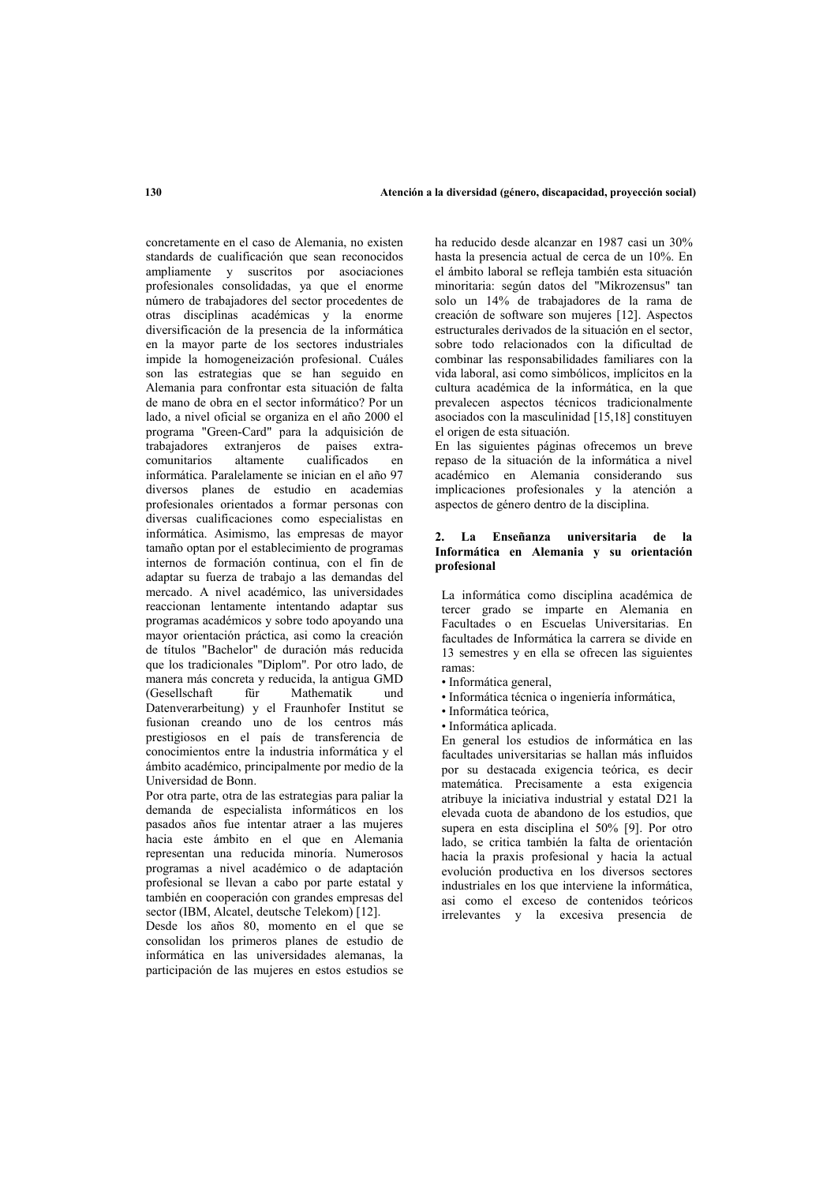concretamente en el caso de Alemania, no existen standards de cualificación que sean reconocidos ampliamente y suscritos por asociaciones profesionales consolidadas, ya que el enorme número de trabajadores del sector procedentes de otras disciplinas académicas y la enorme diversificación de la presencia de la informática en la mayor parte de los sectores industriales impide la homogeneización profesional. Cuáles son las estrategias que se han seguido en Alemania para confrontar esta situación de falta de mano de obra en el sector informático? Por un lado, a nivel oficial se organiza en el año 2000 el programa "Green-Card" para la adquisición de trabajadores extranjeros de paises extra-comunitarios altamente cualificados en informática. Paralelamente se inician en el año 97 diversos planes de estudio en academias profesionales orientados a formar personas con diversas cualificaciones como especialistas en informática. Asimismo, las empresas de mayor tamaño optan por el establecimiento de programas internos de formación continua, con el fin de adaptar su fuerza de trabajo a las demandas del mercado. A nivel académico, las universidades reaccionan lentamente intentando adaptar sus programas académicos y sobre todo apoyando una mayor orientación práctica, asi como la creación de títulos "Bachelor" de duración más reducida que los tradicionales "Diplom". Por otro lado, de manera más concreta y reducida, la antigua GMD (Gesellschaft für Mathematik und Datenverarbeitung) y el Fraunhofer Institut se fusionan creando uno de los centros más prestigiosos en el país de transferencia de conocimientos entre la industria informática y el ámbito académico, principalmente por medio de la Universidad de Bonn.

Por otra parte, otra de las estrategias para paliar la demanda de especialista informáticos en los pasados años fue intentar atraer a las mujeres hacia este ámbito en el que en Alemania representan una reducida minoría. Numerosos programas a nivel académico o de adaptación profesional se llevan a cabo por parte estatal y también en cooperación con grandes empresas del sector (IBM, Alcatel, deutsche Telekom) [12].

Desde los años 80, momento en el que se consolidan los primeros planes de estudio de informática en las universidades alemanas, la participación de las mujeres en estos estudios se ha reducido desde alcanzar en 1987 casi un 30% hasta la presencia actual de cerca de un 10%. En el ámbito laboral se refleja también esta situación minoritaria: según datos del "Mikrozensus" tan solo un 14% de trabajadores de la rama de creación de software son mujeres [12]. Aspectos estructurales derivados de la situación en el sector, sobre todo relacionados con la dificultad de combinar las responsabilidades familiares con la vida laboral, asi como simbólicos, implícitos en la cultura académica de la informática, en la que prevalecen aspectos técnicos tradicionalmente asociados con la masculinidad [15,18] constituyen el origen de esta situación.

En las siguientes páginas ofrecemos un breve repaso de la situación de la informática a nivel académico en Alemania considerando sus implicaciones profesionales y la atención a aspectos de género dentro de la disciplina.

## 2. La Enseñanza universitaria de la Informática en Alemania y su orientación profesional

La informática como disciplina académica de tercer grado se imparte en Alemania en Facultades o en Escuelas Universitarias. En facultades de Informática la carrera se divide en 13 semestres y en ella se ofrecen las siguientes ramas:

- Informática general,
- Informática técnica o ingeniería informática,
- Informática teórica,
- Informática aplicada.

En general los estudios de informática en las facultades universitarias se hallan más influidos por su destacada exigencia teórica, es decir matemática. Precisamente a esta exigencia atribuye la iniciativa industrial y estatal D21 la elevada cuota de abandono de los estudios, que supera en esta disciplina el 50% [9]. Por otro lado, se critica también la falta de orientación hacia la praxis profesional y hacia la actual evolución productiva en los diversos sectores industriales en los que interviene la informática, asi como el exceso de contenidos teóricos irrelevantes y la excesiva presencia de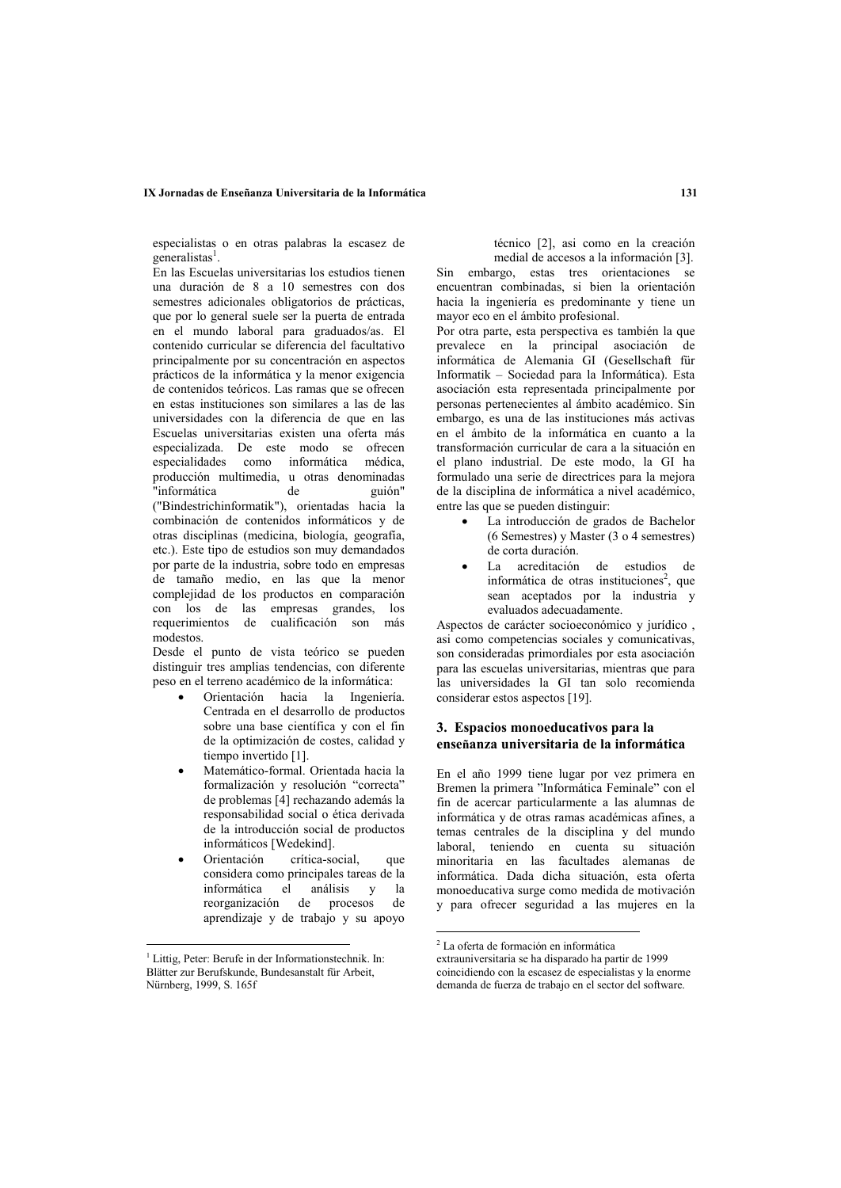especialistas o en otras palabras la escasez de generalistas[1].

En las Escuelas universitarias los estudios tienen una duración de 8 a 10 semestres con dos semestres adicionales obligatorios de prácticas, que por lo general suele ser la puerta de entrada en el mundo laboral para graduados/as. El contenido curricular se diferencia del facultativo principalmente por su concentración en aspectos prácticos de la informática y la menor exigencia de contenidos teóricos. Las ramas que se ofrecen en estas instituciones son similares a las de las universidades con la diferencia de que en las Escuelas universitarias existen una oferta más especializada. De este modo se ofrecen especialidades como informática médica, producción multimedia, u otras denominadas "informática de guión" ("Bindestrichinformatik"), orientadas hacia la combinación de contenidos informáticos y de otras disciplinas (medicina, biología, geografía, etc.). Este tipo de estudios son muy demandados por parte de la industria, sobre todo en empresas de tamaño medio, en las que la menor complejidad de los productos en comparación con los de las empresas grandes, los requerimientos de cualificación son más modestos.

Desde el punto de vista teórico se pueden distinguir tres amplias tendencias, con diferente peso en el terreno académico de la informática:

- Orientación hacia la Ingeniería. Centrada en el desarrollo de productos sobre una base científica y con el fin de la optimización de costes, calidad y tiempo invertido [1].
- Matemático-formal. Orientada hacia la formalización y resolución "correcta" de problemas [4] rechazando además la responsabilidad social o ética derivada de la introducción social de productos informáticos [Wedekind].
- Orientación crítica-social, que considera como principales tareas de la informática el análisis y la reorganización de procesos de aprendizaje y de trabajo y su apoyo técnico [2], asi como en la creación medial de accesos a la información [3].

Sin embargo, estas tres orientaciones se encuentran combinadas, si bien la orientación hacia la ingeniería es predominante y tiene un mayor eco en el ámbito profesional.

Por otra parte, esta perspectiva es también la que prevalece en la principal asociación de informática de Alemania GI (Gesellschaft für Informatik – Sociedad para la Informática). Esta asociación esta representada principalmente por personas pertenecientes al ámbito académico. Sin embargo, es una de las instituciones más activas en el ámbito de la informática en cuanto a la transformación curricular de cara a la situación en el plano industrial. De este modo, la GI ha formulado una serie de directrices para la mejora de la disciplina de informática a nivel académico, entre las que se pueden distinguir:

- La introducción de grados de Bachelor (6 Semestres) y Master (3 o 4 semestres) de corta duración.
- La acreditación de estudios de informática de otras instituciones[2], que sean aceptados por la industria y evaluados adecuadamente.

Aspectos de carácter socioeconómico y jurídico , asi como competencias sociales y comunicativas, son consideradas primordiales por esta asociación para las escuelas universitarias, mientras que para las universidades la GI tan solo recomienda considerar estos aspectos [19].

## 3. Espacios monoeducativos para la enseñanza universitaria de la informática

En el año 1999 tiene lugar por vez primera en Bremen la primera "Informática Feminale" con el fin de acercar particularmente a las alumnas de informática y de otras ramas académicas afines, a temas centrales de la disciplina y del mundo laboral, teniendo en cuenta su situación minoritaria en las facultades alemanas de informática. Dada dicha situación, esta oferta monoeducativa surge como medida de motivación y para ofrecer seguridad a las mujeres en la

---

[1] Littig, Peter: Berufe in der Informationstechnik. In: Blätter zur Berufskunde, Bundesanstalt für Arbeit, Nürnberg, 1999, S. 165f

[2] La oferta de formación en informática extrauniversitaria se ha disparado ha partir de 1999 coincidiendo con la escasez de especialistas y la enorme demanda de fuerza de trabajo en el sector del software.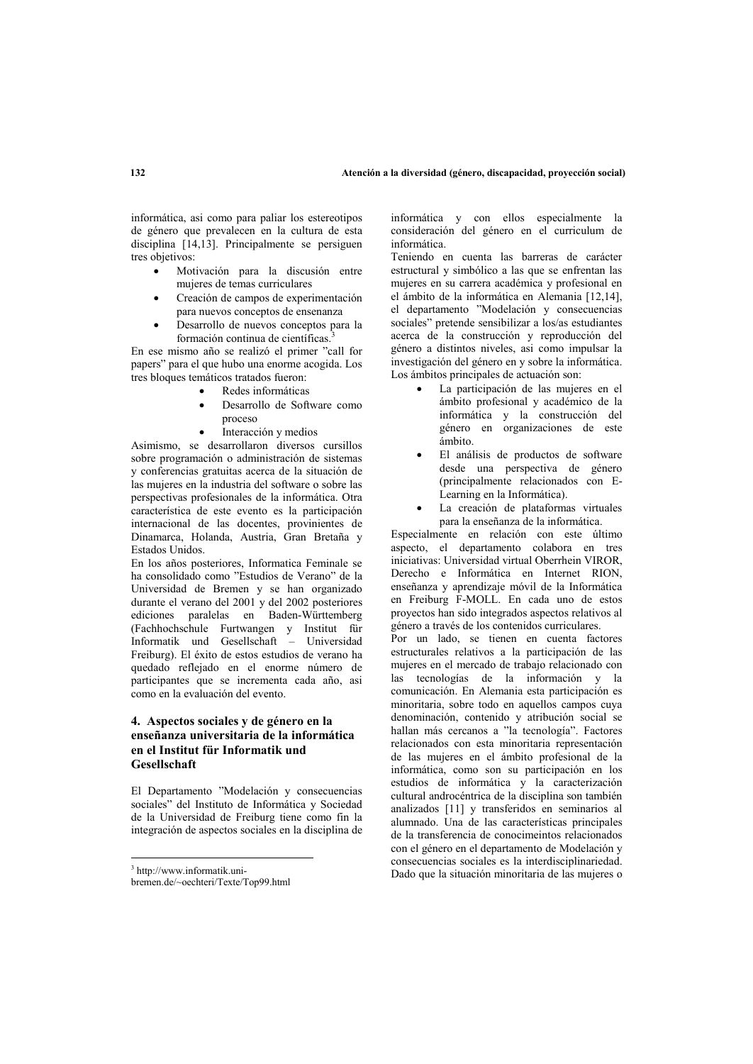informática, asi como para paliar los estereotipos de género que prevalecen en la cultura de esta disciplina [14,13]. Principalmente se persiguen tres objetivos:

- Motivación para la discusión entre mujeres de temas curriculares
- Creación de campos de experimentación para nuevos conceptos de ensenanza
- Desarrollo de nuevos conceptos para la formación continua de científicas.[3]

En ese mismo año se realizó el primer "call for papers" para el que hubo una enorme acogida. Los tres bloques temáticos tratados fueron:

- Redes informáticas
- Desarrollo de Software como proceso
- Interacción y medios

Asimismo, se desarrollaron diversos cursillos sobre programación o administración de sistemas y conferencias gratuitas acerca de la situación de las mujeres en la industria del software o sobre las perspectivas profesionales de la informática. Otra característica de este evento es la participación internacional de las docentes, provinientes de Dinamarca, Holanda, Austria, Gran Bretaña y Estados Unidos.

En los años posteriores, Informatica Feminale se ha consolidado como "Estudios de Verano" de la Universidad de Bremen y se han organizado durante el verano del 2001 y del 2002 posteriores ediciones paralelas en Baden-Württemberg (Fachhochschule Furtwangen y Institut für Informatik und Gesellschaft – Universidad Freiburg). El éxito de estos estudios de verano ha quedado reflejado en el enorme número de participantes que se incrementa cada año, asi como en la evaluación del evento.

## 4. Aspectos sociales y de género en la enseñanza universitaria de la informática en el Institut für Informatik und Gesellschaft

El Departamento "Modelación y consecuencias sociales" del Instituto de Informática y Sociedad de la Universidad de Freiburg tiene como fin la integración de aspectos sociales en la disciplina de informática y con ellos especialmente la consideración del género en el curriculum de informática.

Teniendo en cuenta las barreras de carácter estructural y simbólico a las que se enfrentan las mujeres en su carrera académica y profesional en el ámbito de la informática en Alemania [12,14], el departamento "Modelación y consecuencias sociales" pretende sensibilizar a los/as estudiantes acerca de la construcción y reproducción del género a distintos niveles, asi como impulsar la investigación del género en y sobre la informática. Los ámbitos principales de actuación son:

- La participación de las mujeres en el ámbito profesional y académico de la informática y la construcción del género en organizaciones de este ámbito.
- El análisis de productos de software desde una perspectiva de género (principalmente relacionados con E-Learning en la Informática).
- La creación de plataformas virtuales para la enseñanza de la informática.

Especialmente en relación con este último aspecto, el departamento colabora en tres iniciativas: Universidad virtual Oberrhein VIROR, Derecho e Informática en Internet RION, enseñanza y aprendizaje móvil de la Informática en Freiburg F-MOLL. En cada uno de estos proyectos han sido integrados aspectos relativos al género a través de los contenidos curriculares.

Por un lado, se tienen en cuenta factores estructurales relativos a la participación de las mujeres en el mercado de trabajo relacionado con las tecnologías de la información y la comunicación. En Alemania esta participación es minoritaria, sobre todo en aquellos campos cuya denominación, contenido y atribución social se hallan más cercanos a "la tecnología". Factores relacionados con esta minoritaria representación de las mujeres en el ámbito profesional de la informática, como son su participación en los estudios de informática y la caracterización cultural androcéntrica de la disciplina son también analizados [11] y transferidos en seminarios al alumnado. Una de las características principales de la transferencia de conocimeintos relacionados con el género en el departamento de Modelación y consecuencias sociales es la interdisciplinariedad. Dado que la situación minoritaria de las mujeres o

[3] http://www.informatik.uni-bremen.de/~oechteri/Texte/Top99.html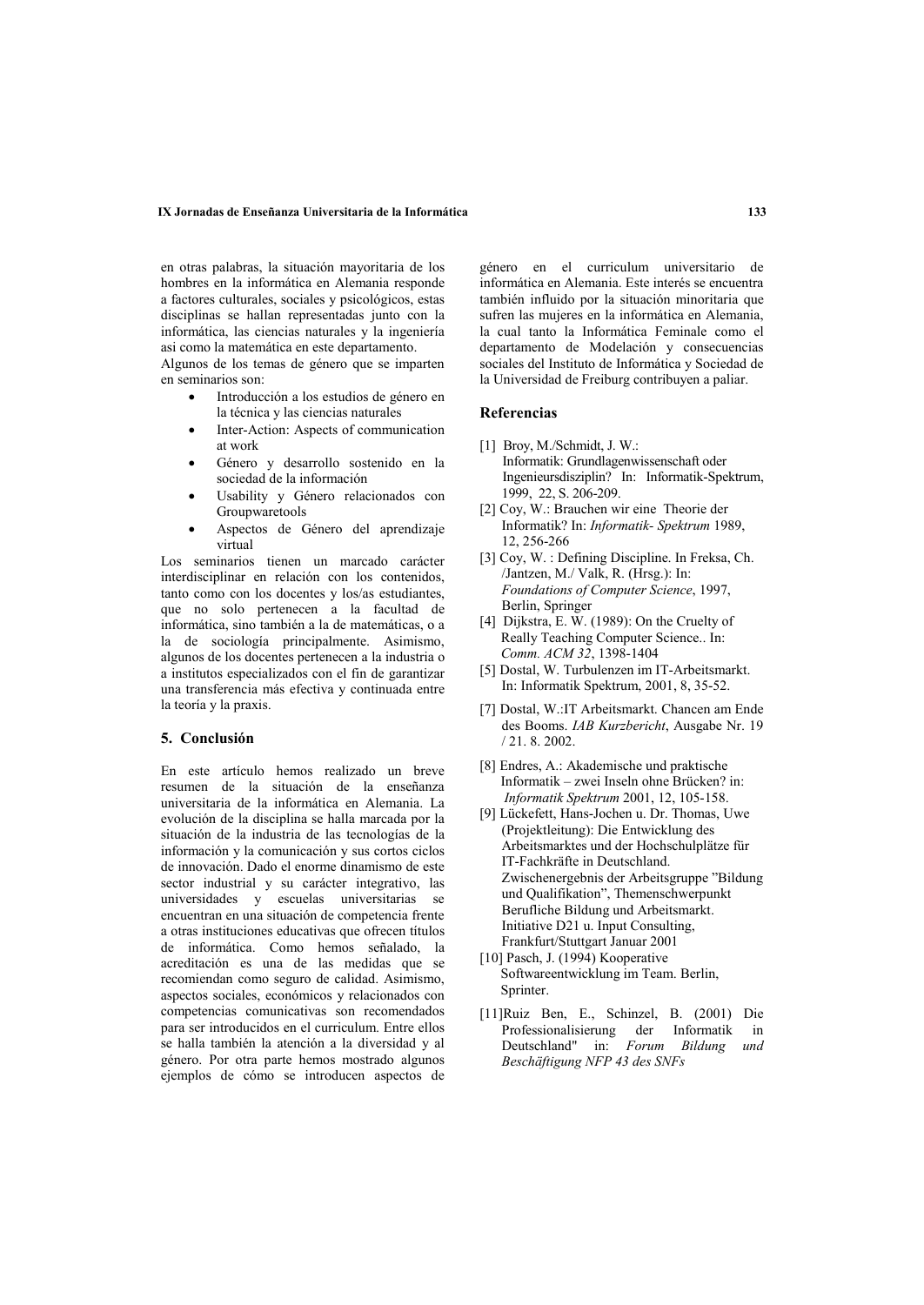en otras palabras, la situación mayoritaria de los hombres en la informática en Alemania responde a factores culturales, sociales y psicológicos, estas disciplinas se hallan representadas junto con la informática, las ciencias naturales y la ingeniería asi como la matemática en este departamento.

Algunos de los temas de género que se imparten en seminarios son:

- Introducción a los estudios de género en la técnica y las ciencias naturales
- Inter-Action: Aspects of communication at work
- Género y desarrollo sostenido en la sociedad de la información
- Usability y Género relacionados con Groupwaretools
- Aspectos de Género del aprendizaje virtual

Los seminarios tienen un marcado carácter interdisciplinar en relación con los contenidos, tanto como con los docentes y los/as estudiantes, que no solo pertenecen a la facultad de informática, sino también a la de matemáticas, o a la de sociología principalmente. Asimismo, algunos de los docentes pertenecen a la industria o a institutos especializados con el fin de garantizar una transferencia más efectiva y continuada entre la teoría y la praxis.

## 5. Conclusión

En este artículo hemos realizado un breve resumen de la situación de la enseñanza universitaria de la informática en Alemania. La evolución de la disciplina se halla marcada por la situación de la industria de las tecnologías de la información y la comunicación y sus cortos ciclos de innovación. Dado el enorme dinamismo de este sector industrial y su carácter integrativo, las universidades y escuelas universitarias se encuentran en una situación de competencia frente a otras instituciones educativas que ofrecen títulos de informática. Como hemos señalado, la acreditación es una de las medidas que se recomiendan como seguro de calidad. Asimismo, aspectos sociales, económicos y relacionados con competencias comunicativas son recomendados para ser introducidos en el curriculum. Entre ellos se halla también la atención a la diversidad y al género. Por otra parte hemos mostrado algunos ejemplos de cómo se introducen aspectos de género en el curriculum universitario de informática en Alemania. Este interés se encuentra también influido por la situación minoritaria que sufren las mujeres en la informática en Alemania, la cual tanto la Informática Feminale como el departamento de Modelación y consecuencias sociales del Instituto de Informática y Sociedad de la Universidad de Freiburg contribuyen a paliar.

## Referencias

[1] Broy, M./Schmidt, J. W.: Informatik: Grundlagenwissenschaft oder Ingenieursdisziplin? In: Informatik-Spektrum, 1999, 22, S. 206-209.

[2] Coy, W.: Brauchen wir eine Theorie der Informatik? In: *Informatik- Spektrum* 1989, 12, 256-266

[3] Coy, W. : Defining Discipline. In Freksa, Ch. /Jantzen, M./ Valk, R. (Hrsg.): In: *Foundations of Computer Science*, 1997, Berlin, Springer

[4] Dijkstra, E. W. (1989): On the Cruelty of Really Teaching Computer Science.. In: *Comm. ACM 32*, 1398-1404

[5] Dostal, W. Turbulenzen im IT-Arbeitsmarkt. In: Informatik Spektrum, 2001, 8, 35-52.

[7] Dostal, W.:IT Arbeitsmarkt. Chancen am Ende des Booms. *IAB Kurzbericht*, Ausgabe Nr. 19 / 21. 8. 2002.

[8] Endres, A.: Akademische und praktische Informatik – zwei Inseln ohne Brücken? in: *Informatik Spektrum* 2001, 12, 105-158.

[9] Lückefett, Hans-Jochen u. Dr. Thomas, Uwe (Projektleitung): Die Entwicklung des Arbeitsmarktes und der Hochschulplätze für IT-Fachkräfte in Deutschland. Zwischenergebnis der Arbeitsgruppe "Bildung und Qualifikation", Themenschwerpunkt Berufliche Bildung und Arbeitsmarkt. Initiative D21 u. Input Consulting, Frankfurt/Stuttgart Januar 2001

[10] Pasch, J. (1994) Kooperative Softwareentwicklung im Team. Berlin, Sprinter.

[11]Ruiz Ben, E., Schinzel, B. (2001) Die Professionalisierung der Informatik in Deutschland" in: *Forum Bildung und Beschäftigung NFP 43 des SNFs*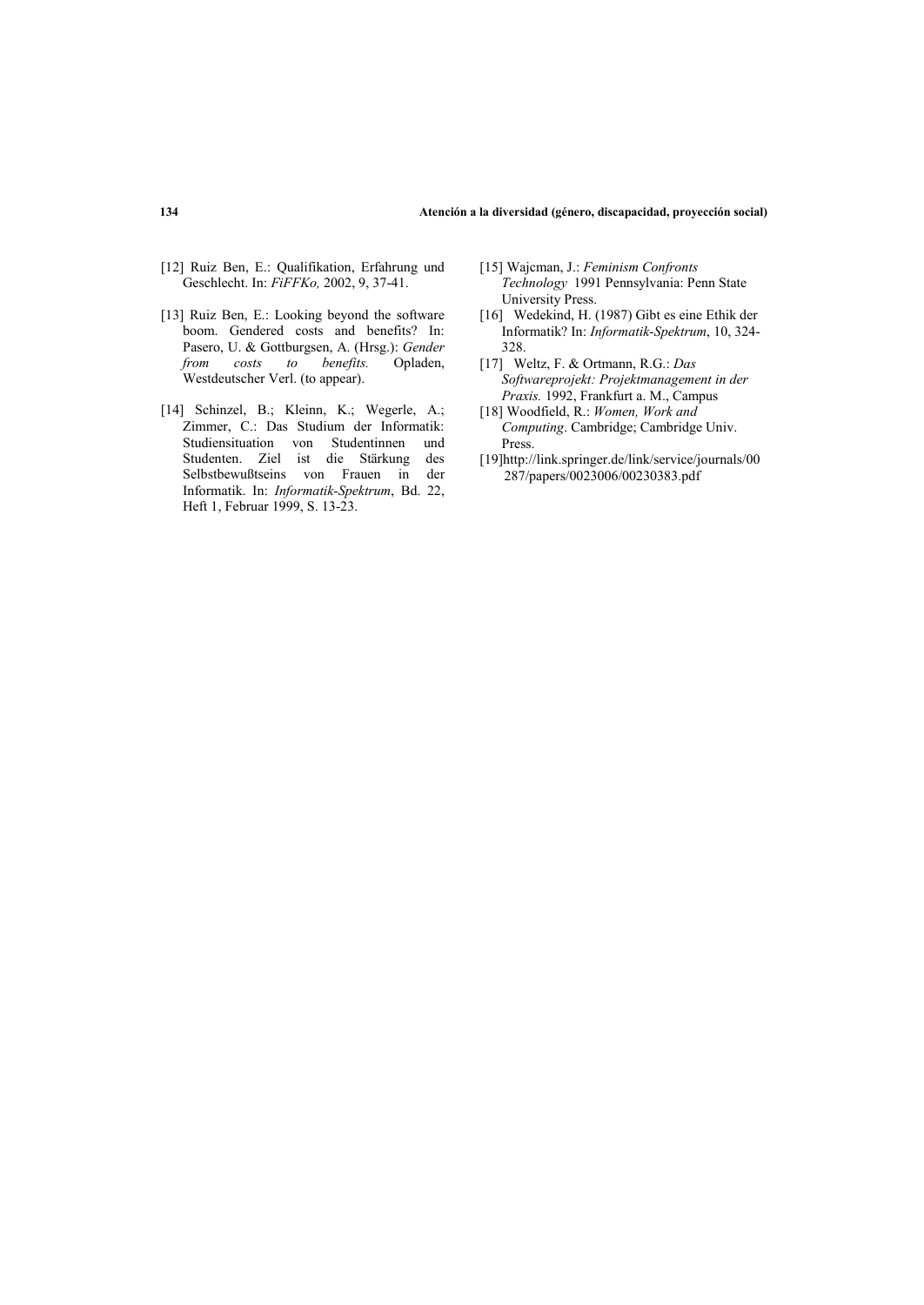[12] Ruiz Ben, E.: Qualifikation, Erfahrung und Geschlecht. In: *FiFFKo,* 2002, 9, 37-41.

[13] Ruiz Ben, E.: Looking beyond the software boom. Gendered costs and benefits? In: Pasero, U. & Gottburgsen, A. (Hrsg.): *Gender from costs to benefits.* Opladen, Westdeutscher Verl. (to appear).

[14] Schinzel, B.; Kleinn, K.; Wegerle, A.; Zimmer, C.: Das Studium der Informatik: Studiensituation von Studentinnen und Studenten. Ziel ist die Stärkung des Selbstbewußtseins von Frauen in der Informatik. In: *Informatik-Spektrum*, Bd. 22, Heft 1, Februar 1999, S. 13-23.

[15] Wajcman, J.: *Feminism Confronts Technology* 1991 Pennsylvania: Penn State University Press.

[16] Wedekind, H. (1987) Gibt es eine Ethik der Informatik? In: *Informatik-Spektrum*, 10, 324-328.

[17] Weltz, F. & Ortmann, R.G.: *Das Softwareprojekt: Projektmanagement in der Praxis.* 1992, Frankfurt a. M., Campus

[18] Woodfield, R.: *Women, Work and Computing*. Cambridge; Cambridge Univ. Press.

[19]http://link.springer.de/link/service/journals/00287/papers/0023006/00230383.pdf